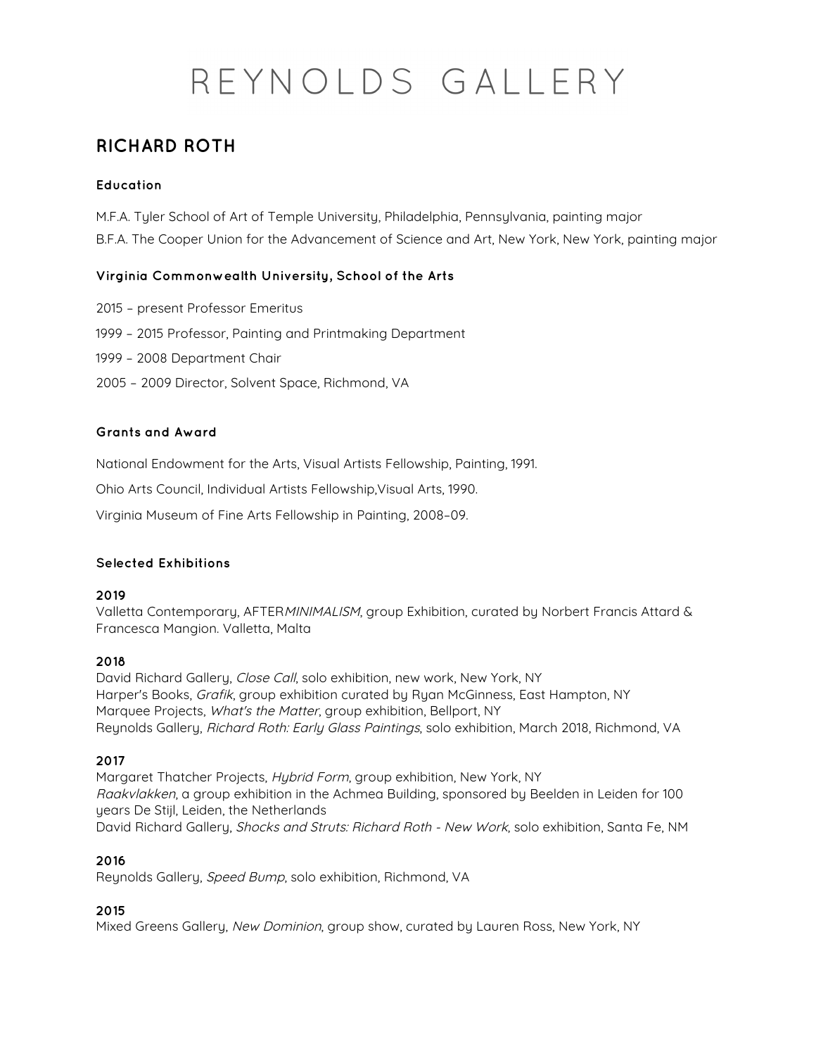# REYNOLDS GALLERY

## RICHARD ROTH

### Education

M.F.A. Tyler School of Art of Temple University, Philadelphia, Pennsylvania, painting major

B.F.A. The Cooper Union for the Advancement of Science and Art, New York, New York, painting major

### Virginia Commonwealth University, School of the Arts

2015 – present Professor Emeritus

1999 – 2015 Professor, Painting and Printmaking Department

1999 – 2008 Department Chair

2005 – 2009 Director, Solvent Space, Richmond, VA

### Grants and Award

National Endowment for the Arts, Visual Artists Fellowship, Painting, 1991.

Ohio Arts Council, Individual Artists Fellowship,Visual Arts, 1990.

Virginia Museum of Fine Arts Fellowship in Painting, 2008–09.

### Selected Exhibitions

**2019**
Valletta Contemporary, AFTER*MINIMALISM*, group Exhibition, curated by Norbert Francis Attard & Francesca Mangion. Valletta, Malta

**2018**
David Richard Gallery, *Close Call*, solo exhibition, new work, New York, NY
Harper's Books, *Grafik*, group exhibition curated by Ryan McGinness, East Hampton, NY
Marquee Projects, *What's the Matter*, group exhibition, Bellport, NY
Reynolds Gallery, *Richard Roth: Early Glass Paintings*, solo exhibition, March 2018, Richmond, VA

**2017**
Margaret Thatcher Projects, *Hybrid Form*, group exhibition, New York, NY
*Raakvlakken*, a group exhibition in the Achmea Building, sponsored by Beelden in Leiden for 100 years De Stijl, Leiden, the Netherlands
David Richard Gallery, *Shocks and Struts: Richard Roth - New Work*, solo exhibition, Santa Fe, NM

**2016**
Reynolds Gallery, *Speed Bump*, solo exhibition, Richmond, VA

**2015**
Mixed Greens Gallery, *New Dominion*, group show, curated by Lauren Ross, New York, NY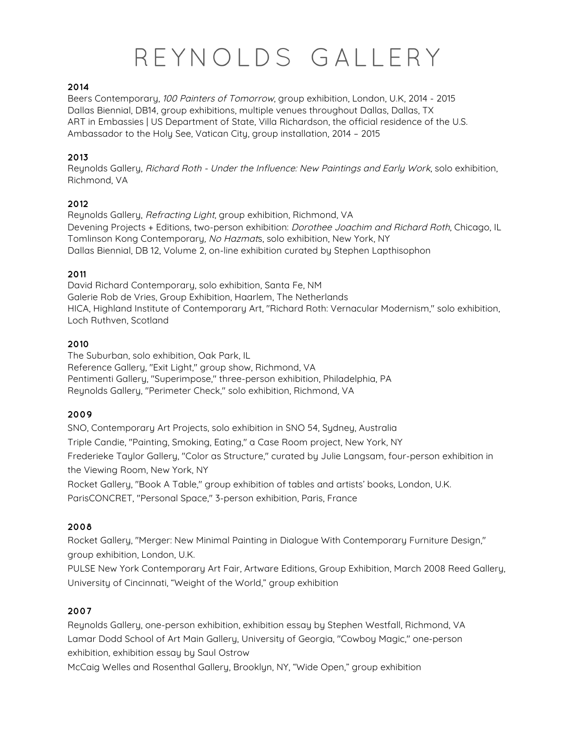# REYNOLDS GALLERY

**2014**

Beers Contemporary, *100 Painters of Tomorrow*, group exhibition, London, U.K, 2014 - 2015
Dallas Biennial, DB14, group exhibitions, multiple venues throughout Dallas, Dallas, TX
ART in Embassies | US Department of State, Villa Richardson, the official residence of the U.S. Ambassador to the Holy See, Vatican City, group installation, 2014 – 2015

**2013**

Reynolds Gallery, *Richard Roth - Under the Influence: New Paintings and Early Work*, solo exhibition, Richmond, VA

**2012**

Reynolds Gallery, *Refracting Light*, group exhibition, Richmond, VA
Devening Projects + Editions, two-person exhibition: *Dorothee Joachim and Richard Roth*, Chicago, IL
Tomlinson Kong Contemporary, *No Hazmat*s, solo exhibition, New York, NY
Dallas Biennial, DB 12, Volume 2, on-line exhibition curated by Stephen Lapthisophon

**2011**

David Richard Contemporary, solo exhibition, Santa Fe, NM
Galerie Rob de Vries, Group Exhibition, Haarlem, The Netherlands
HICA, Highland Institute of Contemporary Art, "Richard Roth: Vernacular Modernism," solo exhibition, Loch Ruthven, Scotland

**2010**

The Suburban, solo exhibition, Oak Park, IL
Reference Gallery, "Exit Light," group show, Richmond, VA
Pentimenti Gallery, "Superimpose," three-person exhibition, Philadelphia, PA
Reynolds Gallery, "Perimeter Check," solo exhibition, Richmond, VA

**2009**

SNO, Contemporary Art Projects, solo exhibition in SNO 54, Sydney, Australia
Triple Candie, "Painting, Smoking, Eating," a Case Room project, New York, NY
Frederieke Taylor Gallery, "Color as Structure," curated by Julie Langsam, four-person exhibition in the Viewing Room, New York, NY
Rocket Gallery, "Book A Table," group exhibition of tables and artists' books, London, U.K.
ParisCONCRET, "Personal Space," 3-person exhibition, Paris, France

**2008**

Rocket Gallery, "Merger: New Minimal Painting in Dialogue With Contemporary Furniture Design," group exhibition, London, U.K.
PULSE New York Contemporary Art Fair, Artware Editions, Group Exhibition, March 2008 Reed Gallery, University of Cincinnati, "Weight of the World," group exhibition

**2007**

Reynolds Gallery, one-person exhibition, exhibition essay by Stephen Westfall, Richmond, VA
Lamar Dodd School of Art Main Gallery, University of Georgia, "Cowboy Magic," one-person exhibition, exhibition essay by Saul Ostrow
McCaig Welles and Rosenthal Gallery, Brooklyn, NY, "Wide Open," group exhibition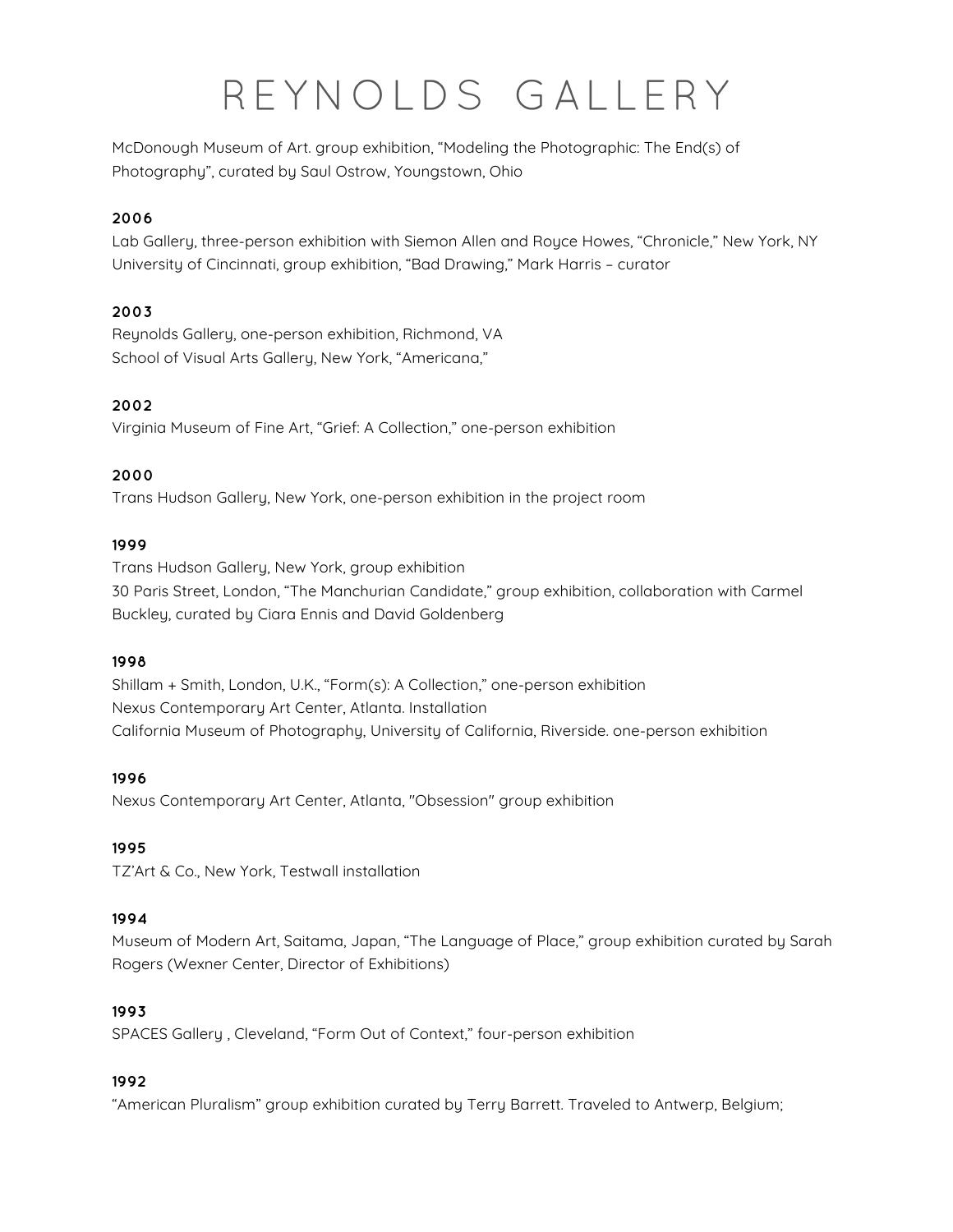McDonough Museum of Art. group exhibition, “Modeling the Photographic: The End(s) of Photography”, curated by Saul Ostrow, Youngstown, Ohio

**2006**

Lab Gallery, three-person exhibition with Siemon Allen and Royce Howes, “Chronicle,” New York, NY
University of Cincinnati, group exhibition, “Bad Drawing,” Mark Harris – curator

**2003**

Reynolds Gallery, one-person exhibition, Richmond, VA
School of Visual Arts Gallery, New York, “Americana,”

**2002**

Virginia Museum of Fine Art, “Grief: A Collection,” one-person exhibition

**2000**

Trans Hudson Gallery, New York, one-person exhibition in the project room

**1999**

Trans Hudson Gallery, New York, group exhibition
30 Paris Street, London, “The Manchurian Candidate,” group exhibition, collaboration with Carmel Buckley, curated by Ciara Ennis and David Goldenberg

**1998**

Shillam + Smith, London, U.K., “Form(s): A Collection,” one-person exhibition
Nexus Contemporary Art Center, Atlanta. Installation
California Museum of Photography, University of California, Riverside. one-person exhibition

**1996**

Nexus Contemporary Art Center, Atlanta, "Obsession" group exhibition

**1995**

TZ’Art & Co., New York, Testwall installation

**1994**

Museum of Modern Art, Saitama, Japan, “The Language of Place,” group exhibition curated by Sarah Rogers (Wexner Center, Director of Exhibitions)

**1993**

SPACES Gallery , Cleveland, “Form Out of Context,” four-person exhibition

**1992**

“American Pluralism” group exhibition curated by Terry Barrett. Traveled to Antwerp, Belgium;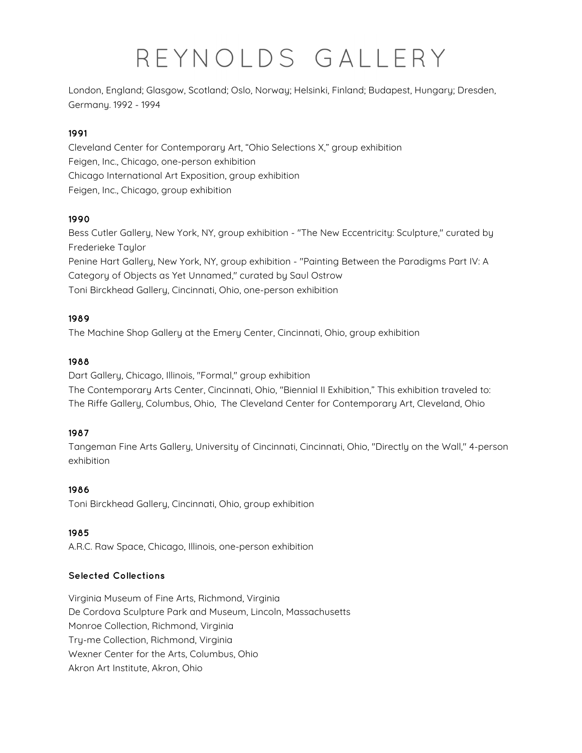London, England; Glasgow, Scotland; Oslo, Norway; Helsinki, Finland; Budapest, Hungary; Dresden, Germany. 1992 - 1994

**1991**

Cleveland Center for Contemporary Art, "Ohio Selections X," group exhibition
Feigen, Inc., Chicago, one-person exhibition
Chicago International Art Exposition, group exhibition
Feigen, Inc., Chicago, group exhibition

**1990**

Bess Cutler Gallery, New York, NY, group exhibition - "The New Eccentricity: Sculpture," curated by Frederieke Taylor
Penine Hart Gallery, New York, NY, group exhibition - "Painting Between the Paradigms Part IV: A Category of Objects as Yet Unnamed," curated by Saul Ostrow
Toni Birckhead Gallery, Cincinnati, Ohio, one-person exhibition

**1989**

The Machine Shop Gallery at the Emery Center, Cincinnati, Ohio, group exhibition

**1988**

Dart Gallery, Chicago, Illinois, "Formal," group exhibition
The Contemporary Arts Center, Cincinnati, Ohio, "Biennial II Exhibition," This exhibition traveled to: The Riffe Gallery, Columbus, Ohio, The Cleveland Center for Contemporary Art, Cleveland, Ohio

**1987**

Tangeman Fine Arts Gallery, University of Cincinnati, Cincinnati, Ohio, "Directly on the Wall," 4-person exhibition

**1986**

Toni Birckhead Gallery, Cincinnati, Ohio, group exhibition

**1985**

A.R.C. Raw Space, Chicago, Illinois, one-person exhibition

### Selected Collections

Virginia Museum of Fine Arts, Richmond, Virginia
De Cordova Sculpture Park and Museum, Lincoln, Massachusetts
Monroe Collection, Richmond, Virginia
Try-me Collection, Richmond, Virginia
Wexner Center for the Arts, Columbus, Ohio
Akron Art Institute, Akron, Ohio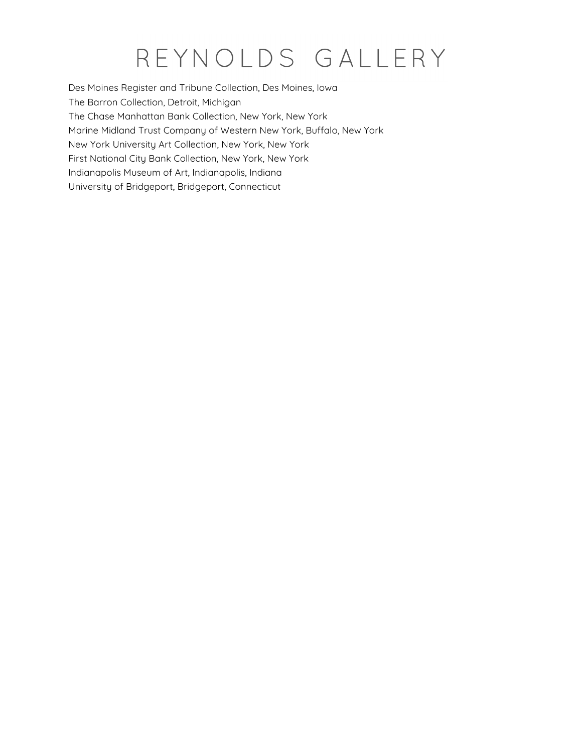Des Moines Register and Tribune Collection, Des Moines, Iowa
The Barron Collection, Detroit, Michigan
The Chase Manhattan Bank Collection, New York, New York
Marine Midland Trust Company of Western New York, Buffalo, New York
New York University Art Collection, New York, New York
First National City Bank Collection, New York, New York
Indianapolis Museum of Art, Indianapolis, Indiana
University of Bridgeport, Bridgeport, Connecticut